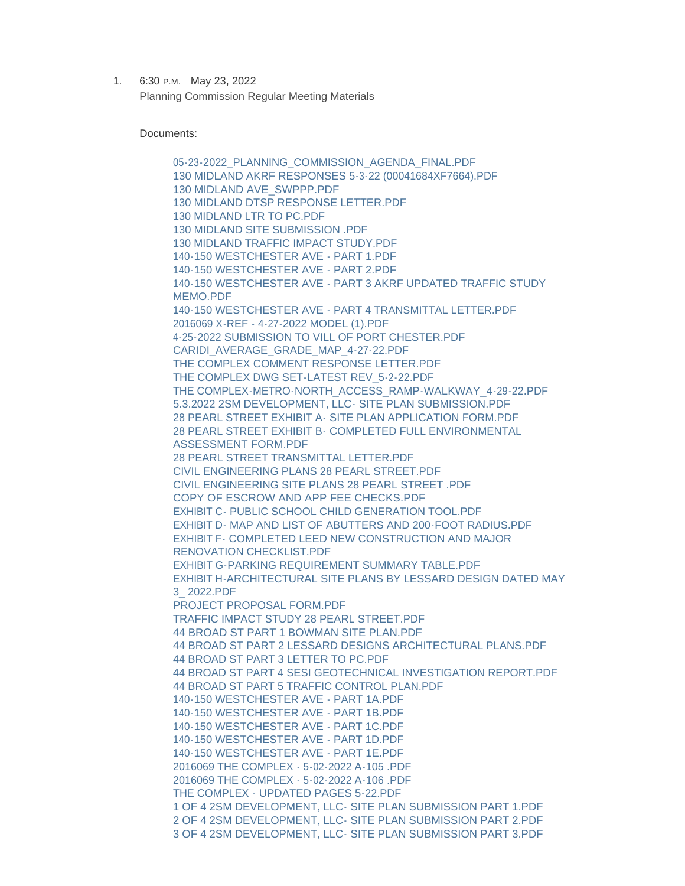1. 6:30 P.M. May 23, 2022

   Planning Commission Regular Meeting Materials

   Documents:

   05-23-2022_PLANNING_COMMISSION_AGENDA_FINAL.PDF
   130 MIDLAND AKRF RESPONSES 5-3-22 (00041684XF7664).PDF
   130 MIDLAND AVE_SWPPP.PDF
   130 MIDLAND DTSP RESPONSE LETTER.PDF
   130 MIDLAND LTR TO PC.PDF
   130 MIDLAND SITE SUBMISSION .PDF
   130 MIDLAND TRAFFIC IMPACT STUDY.PDF
   140-150 WESTCHESTER AVE - PART 1.PDF
   140-150 WESTCHESTER AVE - PART 2.PDF
   140-150 WESTCHESTER AVE - PART 3 AKRF UPDATED TRAFFIC STUDY MEMO.PDF
   140-150 WESTCHESTER AVE - PART 4 TRANSMITTAL LETTER.PDF
   2016069 X-REF - 4-27-2022 MODEL (1).PDF
   4-25-2022 SUBMISSION TO VILL OF PORT CHESTER.PDF
   CARIDI_AVERAGE_GRADE_MAP_4-27-22.PDF
   THE COMPLEX COMMENT RESPONSE LETTER.PDF
   THE COMPLEX DWG SET-LATEST REV_5-2-22.PDF
   THE COMPLEX-METRO-NORTH_ACCESS_RAMP-WALKWAY_4-29-22.PDF
   5.3.2022 2SM DEVELOPMENT, LLC- SITE PLAN SUBMISSION.PDF
   28 PEARL STREET EXHIBIT A- SITE PLAN APPLICATION FORM.PDF
   28 PEARL STREET EXHIBIT B- COMPLETED FULL ENVIRONMENTAL ASSESSMENT FORM.PDF
   28 PEARL STREET TRANSMITTAL LETTER.PDF
   CIVIL ENGINEERING PLANS 28 PEARL STREET.PDF
   CIVIL ENGINEERING SITE PLANS 28 PEARL STREET .PDF
   COPY OF ESCROW AND APP FEE CHECKS.PDF
   EXHIBIT C- PUBLIC SCHOOL CHILD GENERATION TOOL.PDF
   EXHIBIT D- MAP AND LIST OF ABUTTERS AND 200-FOOT RADIUS.PDF
   EXHIBIT F- COMPLETED LEED NEW CONSTRUCTION AND MAJOR RENOVATION CHECKLIST.PDF
   EXHIBIT G-PARKING REQUIREMENT SUMMARY TABLE.PDF
   EXHIBIT H-ARCHITECTURAL SITE PLANS BY LESSARD DESIGN DATED MAY 3_ 2022.PDF
   PROJECT PROPOSAL FORM.PDF
   TRAFFIC IMPACT STUDY 28 PEARL STREET.PDF
   44 BROAD ST PART 1 BOWMAN SITE PLAN.PDF
   44 BROAD ST PART 2 LESSARD DESIGNS ARCHITECTURAL PLANS.PDF
   44 BROAD ST PART 3 LETTER TO PC.PDF
   44 BROAD ST PART 4 SESI GEOTECHNICAL INVESTIGATION REPORT.PDF
   44 BROAD ST PART 5 TRAFFIC CONTROL PLAN.PDF
   140-150 WESTCHESTER AVE - PART 1A.PDF
   140-150 WESTCHESTER AVE - PART 1B.PDF
   140-150 WESTCHESTER AVE - PART 1C.PDF
   140-150 WESTCHESTER AVE - PART 1D.PDF
   140-150 WESTCHESTER AVE - PART 1E.PDF
   2016069 THE COMPLEX - 5-02-2022 A-105 .PDF
   2016069 THE COMPLEX - 5-02-2022 A-106 .PDF
   THE COMPLEX - UPDATED PAGES 5-22.PDF
   1 OF 4 2SM DEVELOPMENT, LLC- SITE PLAN SUBMISSION PART 1.PDF
   2 OF 4 2SM DEVELOPMENT, LLC- SITE PLAN SUBMISSION PART 2.PDF
   3 OF 4 2SM DEVELOPMENT, LLC- SITE PLAN SUBMISSION PART 3.PDF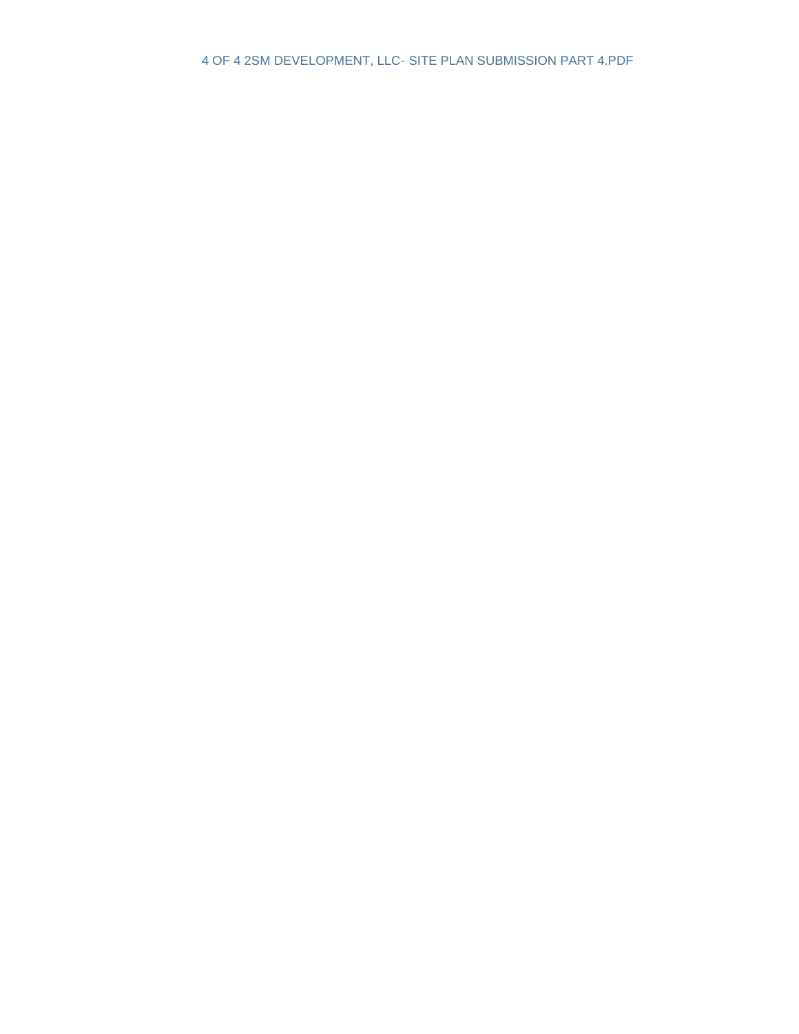4 OF 4 2SM DEVELOPMENT, LLC- SITE PLAN SUBMISSION PART 4.PDF